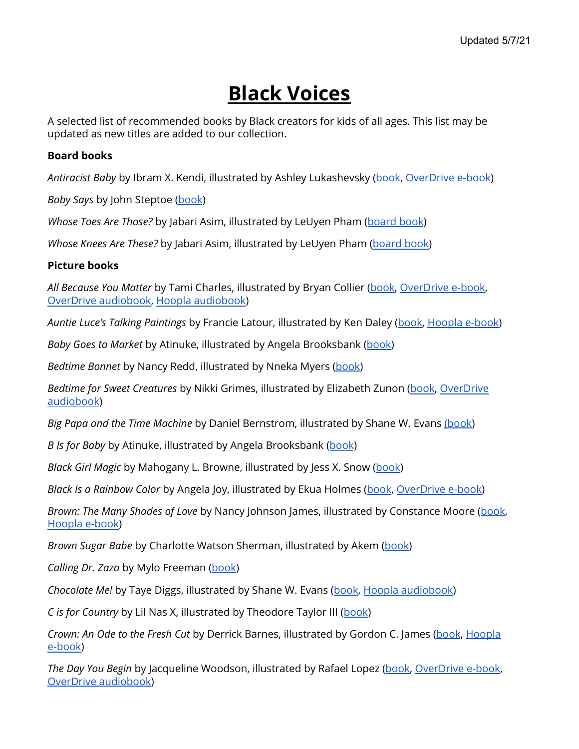Updated 5/7/21

# Black Voices

A selected list of recommended books by Black creators for kids of all ages. This list may be updated as new titles are added to our collection.

**Board books**

*Antiracist Baby* by Ibram X. Kendi, illustrated by Ashley Lukashevsky (book, OverDrive e-book)

*Baby Says* by John Steptoe (book)

*Whose Toes Are Those?* by Jabari Asim, illustrated by LeUyen Pham (board book)

*Whose Knees Are These?* by Jabari Asim, illustrated by LeUyen Pham (board book)

**Picture books**

*All Because You Matter* by Tami Charles, illustrated by Bryan Collier (book, OverDrive e-book, OverDrive audiobook, Hoopla audiobook)

*Auntie Luce's Talking Paintings* by Francie Latour, illustrated by Ken Daley (book, Hoopla e-book)

*Baby Goes to Market* by Atinuke, illustrated by Angela Brooksbank (book)

*Bedtime Bonnet* by Nancy Redd, illustrated by Nneka Myers (book)

*Bedtime for Sweet Creatures* by Nikki Grimes, illustrated by Elizabeth Zunon (book, OverDrive audiobook)

*Big Papa and the Time Machine* by Daniel Bernstrom, illustrated by Shane W. Evans (book)

*B Is for Baby* by Atinuke, illustrated by Angela Brooksbank (book)

*Black Girl Magic* by Mahogany L. Browne, illustrated by Jess X. Snow (book)

*Black Is a Rainbow Color* by Angela Joy, illustrated by Ekua Holmes (book, OverDrive e-book)

*Brown: The Many Shades of Love* by Nancy Johnson James, illustrated by Constance Moore (book, Hoopla e-book)

*Brown Sugar Babe* by Charlotte Watson Sherman, illustrated by Akem (book)

*Calling Dr. Zaza* by Mylo Freeman (book)

*Chocolate Me!* by Taye Diggs, illustrated by Shane W. Evans (book, Hoopla audiobook)

*C is for Country* by Lil Nas X, illustrated by Theodore Taylor III (book)

*Crown: An Ode to the Fresh Cut* by Derrick Barnes, illustrated by Gordon C. James (book, Hoopla e-book)

*The Day You Begin* by Jacqueline Woodson, illustrated by Rafael Lopez (book, OverDrive e-book, OverDrive audiobook)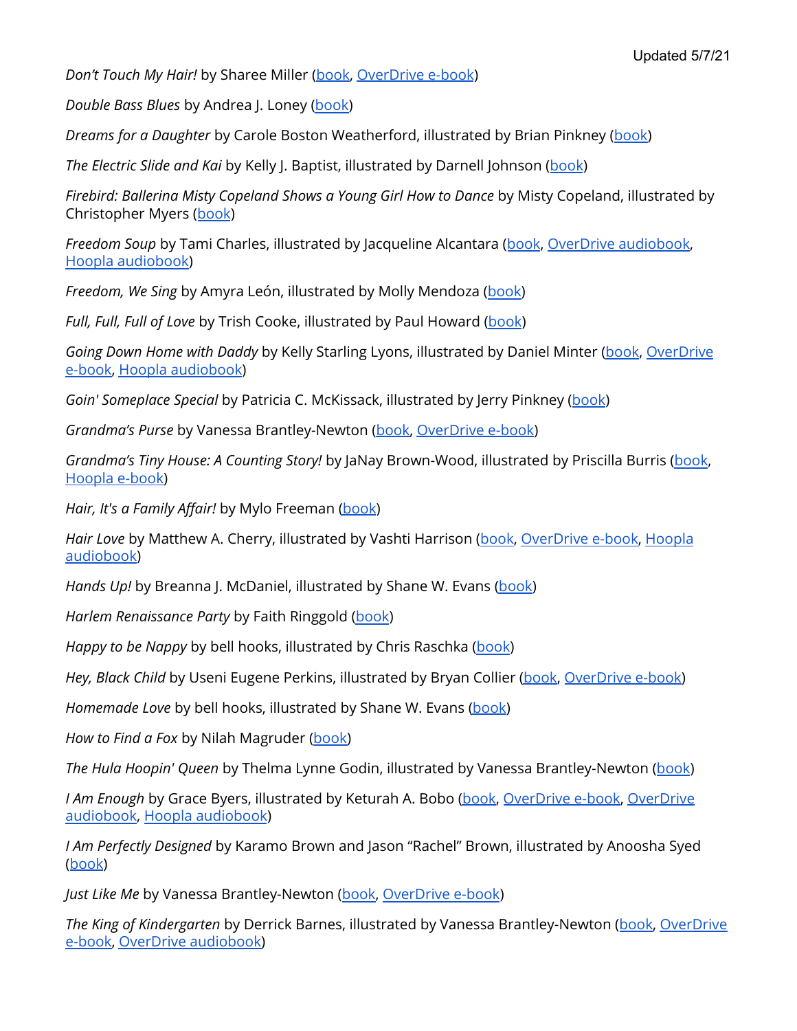Updated 5/7/21

*Don't Touch My Hair!* by Sharee Miller (book, OverDrive e-book)

*Double Bass Blues* by Andrea J. Loney (book)

*Dreams for a Daughter* by Carole Boston Weatherford, illustrated by Brian Pinkney (book)

*The Electric Slide and Kai* by Kelly J. Baptist, illustrated by Darnell Johnson (book)

*Firebird: Ballerina Misty Copeland Shows a Young Girl How to Dance* by Misty Copeland, illustrated by Christopher Myers (book)

*Freedom Soup* by Tami Charles, illustrated by Jacqueline Alcantara (book, OverDrive audiobook, Hoopla audiobook)

*Freedom, We Sing* by Amyra León, illustrated by Molly Mendoza (book)

*Full, Full, Full of Love* by Trish Cooke, illustrated by Paul Howard (book)

*Going Down Home with Daddy* by Kelly Starling Lyons, illustrated by Daniel Minter (book, OverDrive e-book, Hoopla audiobook)

*Goin' Someplace Special* by Patricia C. McKissack, illustrated by Jerry Pinkney (book)

*Grandma's Purse* by Vanessa Brantley-Newton (book, OverDrive e-book)

*Grandma's Tiny House: A Counting Story!* by JaNay Brown-Wood, illustrated by Priscilla Burris (book, Hoopla e-book)

*Hair, It's a Family Affair!* by Mylo Freeman (book)

*Hair Love* by Matthew A. Cherry, illustrated by Vashti Harrison (book, OverDrive e-book, Hoopla audiobook)

*Hands Up!* by Breanna J. McDaniel, illustrated by Shane W. Evans (book)

*Harlem Renaissance Party* by Faith Ringgold (book)

*Happy to be Nappy* by bell hooks, illustrated by Chris Raschka (book)

*Hey, Black Child* by Useni Eugene Perkins, illustrated by Bryan Collier (book, OverDrive e-book)

*Homemade Love* by bell hooks, illustrated by Shane W. Evans (book)

*How to Find a Fox* by Nilah Magruder (book)

*The Hula Hoopin' Queen* by Thelma Lynne Godin, illustrated by Vanessa Brantley-Newton (book)

*I Am Enough* by Grace Byers, illustrated by Keturah A. Bobo (book, OverDrive e-book, OverDrive audiobook, Hoopla audiobook)

*I Am Perfectly Designed* by Karamo Brown and Jason "Rachel" Brown, illustrated by Anoosha Syed (book)

*Just Like Me* by Vanessa Brantley-Newton (book, OverDrive e-book)

*The King of Kindergarten* by Derrick Barnes, illustrated by Vanessa Brantley-Newton (book, OverDrive e-book, OverDrive audiobook)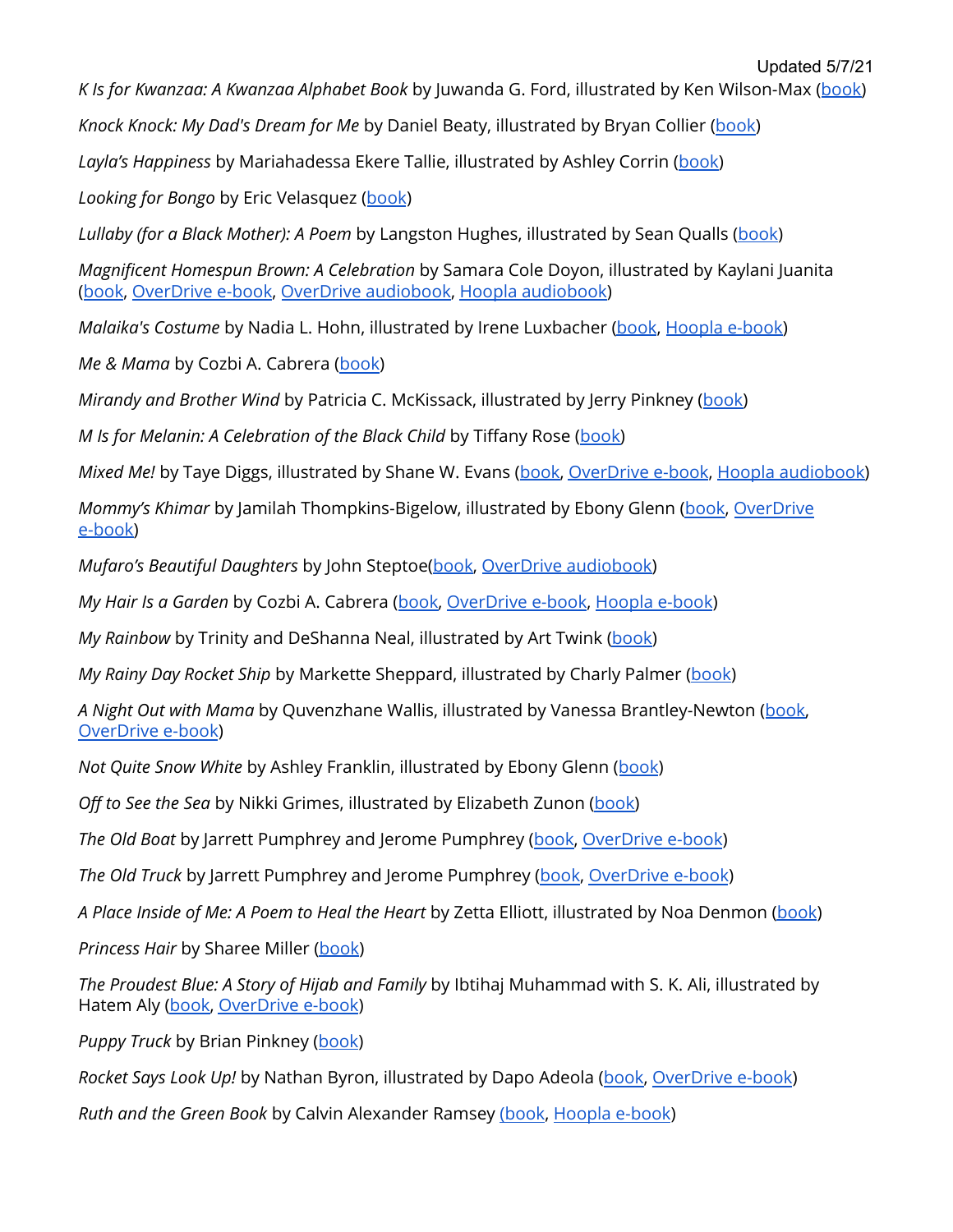Updated 5/7/21

*K Is for Kwanzaa: A Kwanzaa Alphabet Book* by Juwanda G. Ford, illustrated by Ken Wilson-Max (book)

*Knock Knock: My Dad's Dream for Me* by Daniel Beaty, illustrated by Bryan Collier (book)

*Layla's Happiness* by Mariahadessa Ekere Tallie, illustrated by Ashley Corrin (book)

*Looking for Bongo* by Eric Velasquez (book)

*Lullaby (for a Black Mother): A Poem* by Langston Hughes, illustrated by Sean Qualls (book)

*Magnificent Homespun Brown: A Celebration* by Samara Cole Doyon, illustrated by Kaylani Juanita (book, OverDrive e-book, OverDrive audiobook, Hoopla audiobook)

*Malaika's Costume* by Nadia L. Hohn, illustrated by Irene Luxbacher (book, Hoopla e-book)

*Me & Mama* by Cozbi A. Cabrera (book)

*Mirandy and Brother Wind* by Patricia C. McKissack, illustrated by Jerry Pinkney (book)

*M Is for Melanin: A Celebration of the Black Child* by Tiffany Rose (book)

*Mixed Me!* by Taye Diggs, illustrated by Shane W. Evans (book, OverDrive e-book, Hoopla audiobook)

*Mommy's Khimar* by Jamilah Thompkins-Bigelow, illustrated by Ebony Glenn (book, OverDrive e-book)

*Mufaro's Beautiful Daughters* by John Steptoe(book, OverDrive audiobook)

*My Hair Is a Garden* by Cozbi A. Cabrera (book, OverDrive e-book, Hoopla e-book)

*My Rainbow* by Trinity and DeShanna Neal, illustrated by Art Twink (book)

*My Rainy Day Rocket Ship* by Markette Sheppard, illustrated by Charly Palmer (book)

*A Night Out with Mama* by Quvenzhane Wallis, illustrated by Vanessa Brantley-Newton (book, OverDrive e-book)

*Not Quite Snow White* by Ashley Franklin, illustrated by Ebony Glenn (book)

*Off to See the Sea* by Nikki Grimes, illustrated by Elizabeth Zunon (book)

*The Old Boat* by Jarrett Pumphrey and Jerome Pumphrey (book, OverDrive e-book)

*The Old Truck* by Jarrett Pumphrey and Jerome Pumphrey (book, OverDrive e-book)

*A Place Inside of Me: A Poem to Heal the Heart* by Zetta Elliott, illustrated by Noa Denmon (book)

*Princess Hair* by Sharee Miller (book)

*The Proudest Blue: A Story of Hijab and Family* by Ibtihaj Muhammad with S. K. Ali, illustrated by Hatem Aly (book, OverDrive e-book)

*Puppy Truck* by Brian Pinkney (book)

*Rocket Says Look Up!* by Nathan Byron, illustrated by Dapo Adeola (book, OverDrive e-book)

*Ruth and the Green Book* by Calvin Alexander Ramsey (book, Hoopla e-book)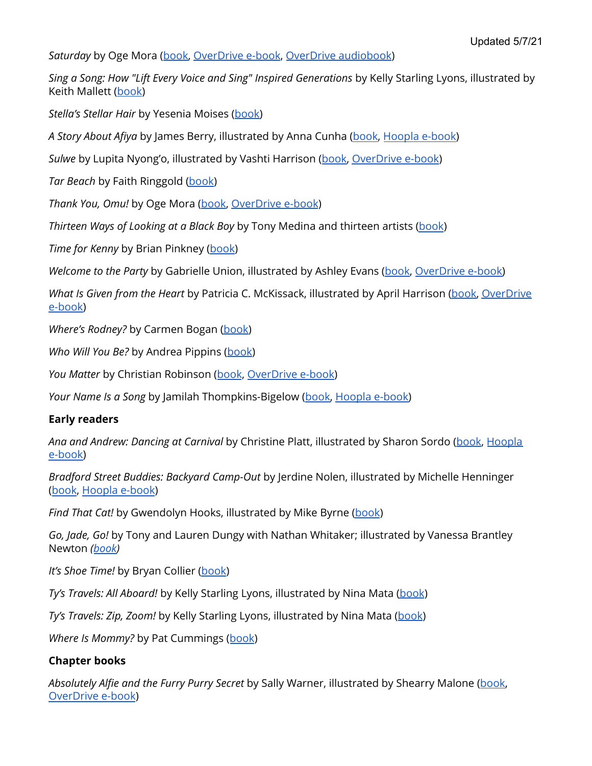Updated 5/7/21

*Saturday* by Oge Mora (book, OverDrive e-book, OverDrive audiobook)

*Sing a Song: How "Lift Every Voice and Sing" Inspired Generations* by Kelly Starling Lyons, illustrated by Keith Mallett (book)

*Stella's Stellar Hair* by Yesenia Moises (book)

*A Story About Afiya* by James Berry, illustrated by Anna Cunha (book, Hoopla e-book)

*Sulwe* by Lupita Nyong'o, illustrated by Vashti Harrison (book, OverDrive e-book)

*Tar Beach* by Faith Ringgold (book)

*Thank You, Omu!* by Oge Mora (book, OverDrive e-book)

*Thirteen Ways of Looking at a Black Boy* by Tony Medina and thirteen artists (book)

*Time for Kenny* by Brian Pinkney (book)

*Welcome to the Party* by Gabrielle Union, illustrated by Ashley Evans (book, OverDrive e-book)

*What Is Given from the Heart* by Patricia C. McKissack, illustrated by April Harrison (book, OverDrive e-book)

*Where's Rodney?* by Carmen Bogan (book)

*Who Will You Be?* by Andrea Pippins (book)

*You Matter* by Christian Robinson (book, OverDrive e-book)

*Your Name Is a Song* by Jamilah Thompkins-Bigelow (book, Hoopla e-book)

**Early readers**

*Ana and Andrew: Dancing at Carnival* by Christine Platt, illustrated by Sharon Sordo (book, Hoopla e-book)

*Bradford Street Buddies: Backyard Camp-Out* by Jerdine Nolen, illustrated by Michelle Henninger (book, Hoopla e-book)

*Find That Cat!* by Gwendolyn Hooks, illustrated by Mike Byrne (book)

*Go, Jade, Go!* by Tony and Lauren Dungy with Nathan Whitaker; illustrated by Vanessa Brantley Newton *(book)*

*It's Shoe Time!* by Bryan Collier (book)

*Ty's Travels: All Aboard!* by Kelly Starling Lyons, illustrated by Nina Mata (book)

*Ty's Travels: Zip, Zoom!* by Kelly Starling Lyons, illustrated by Nina Mata (book)

*Where Is Mommy?* by Pat Cummings (book)

**Chapter books**

*Absolutely Alfie and the Furry Purry Secret* by Sally Warner, illustrated by Shearry Malone (book, OverDrive e-book)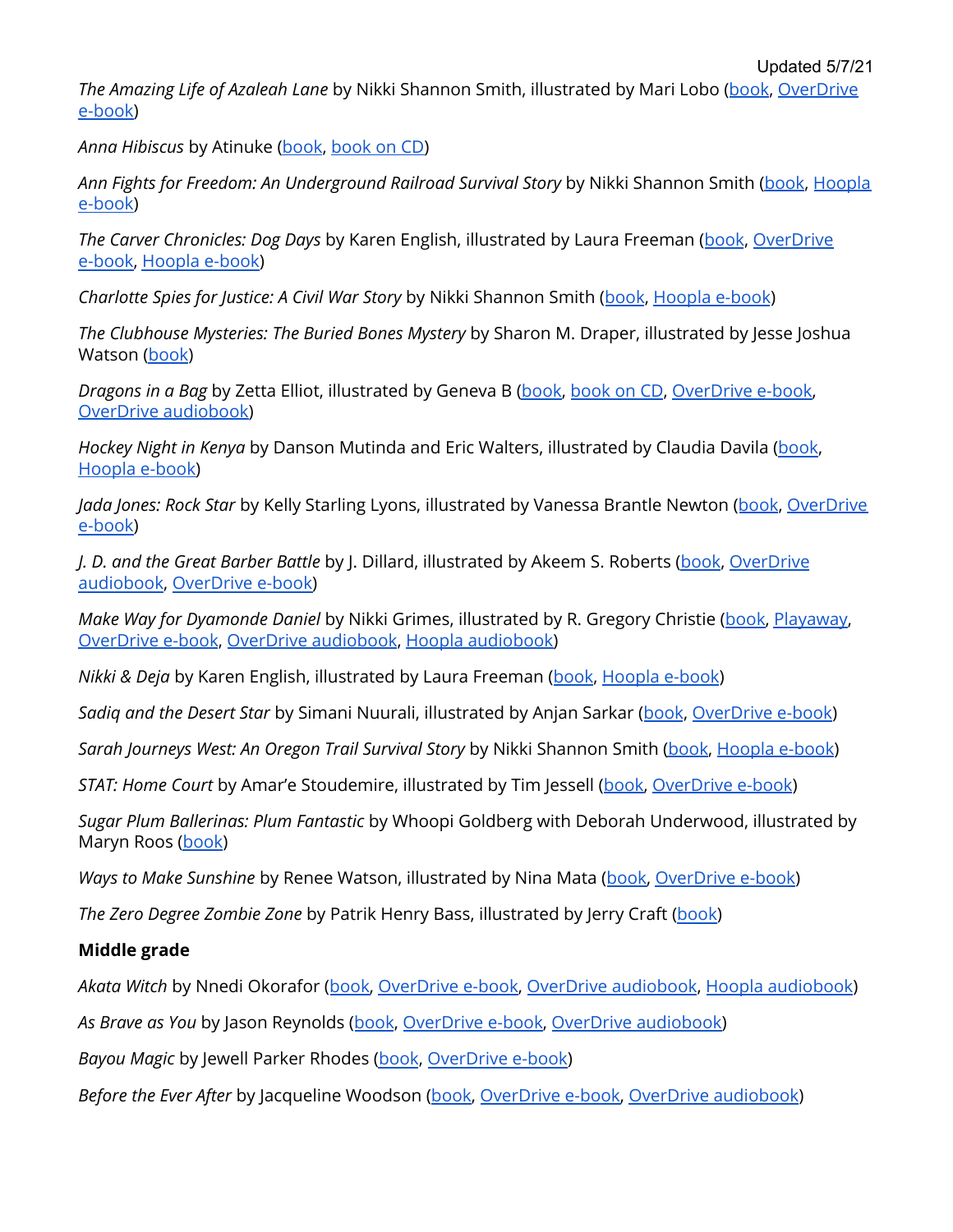Updated 5/7/21

*The Amazing Life of Azaleah Lane* by Nikki Shannon Smith, illustrated by Mari Lobo (book, OverDrive e-book)

*Anna Hibiscus* by Atinuke (book, book on CD)

*Ann Fights for Freedom: An Underground Railroad Survival Story* by Nikki Shannon Smith (book, Hoopla e-book)

*The Carver Chronicles: Dog Days* by Karen English, illustrated by Laura Freeman (book, OverDrive e-book, Hoopla e-book)

*Charlotte Spies for Justice: A Civil War Story* by Nikki Shannon Smith (book, Hoopla e-book)

*The Clubhouse Mysteries: The Buried Bones Mystery* by Sharon M. Draper, illustrated by Jesse Joshua Watson (book)

*Dragons in a Bag* by Zetta Elliot, illustrated by Geneva B (book, book on CD, OverDrive e-book, OverDrive audiobook)

*Hockey Night in Kenya* by Danson Mutinda and Eric Walters, illustrated by Claudia Davila (book, Hoopla e-book)

*Jada Jones: Rock Star* by Kelly Starling Lyons, illustrated by Vanessa Brantle Newton (book, OverDrive e-book)

*J. D. and the Great Barber Battle* by J. Dillard, illustrated by Akeem S. Roberts (book, OverDrive audiobook, OverDrive e-book)

*Make Way for Dyamonde Daniel* by Nikki Grimes, illustrated by R. Gregory Christie (book, Playaway, OverDrive e-book, OverDrive audiobook, Hoopla audiobook)

*Nikki & Deja* by Karen English, illustrated by Laura Freeman (book, Hoopla e-book)

*Sadiq and the Desert Star* by Simani Nuurali, illustrated by Anjan Sarkar (book, OverDrive e-book)

*Sarah Journeys West: An Oregon Trail Survival Story* by Nikki Shannon Smith (book, Hoopla e-book)

*STAT: Home Court* by Amar'e Stoudemire, illustrated by Tim Jessell (book, OverDrive e-book)

*Sugar Plum Ballerinas: Plum Fantastic* by Whoopi Goldberg with Deborah Underwood, illustrated by Maryn Roos (book)

*Ways to Make Sunshine* by Renee Watson, illustrated by Nina Mata (book, OverDrive e-book)

*The Zero Degree Zombie Zone* by Patrik Henry Bass, illustrated by Jerry Craft (book)

**Middle grade**

*Akata Witch* by Nnedi Okorafor (book, OverDrive e-book, OverDrive audiobook, Hoopla audiobook)

*As Brave as You* by Jason Reynolds (book, OverDrive e-book, OverDrive audiobook)

*Bayou Magic* by Jewell Parker Rhodes (book, OverDrive e-book)

*Before the Ever After* by Jacqueline Woodson (book, OverDrive e-book, OverDrive audiobook)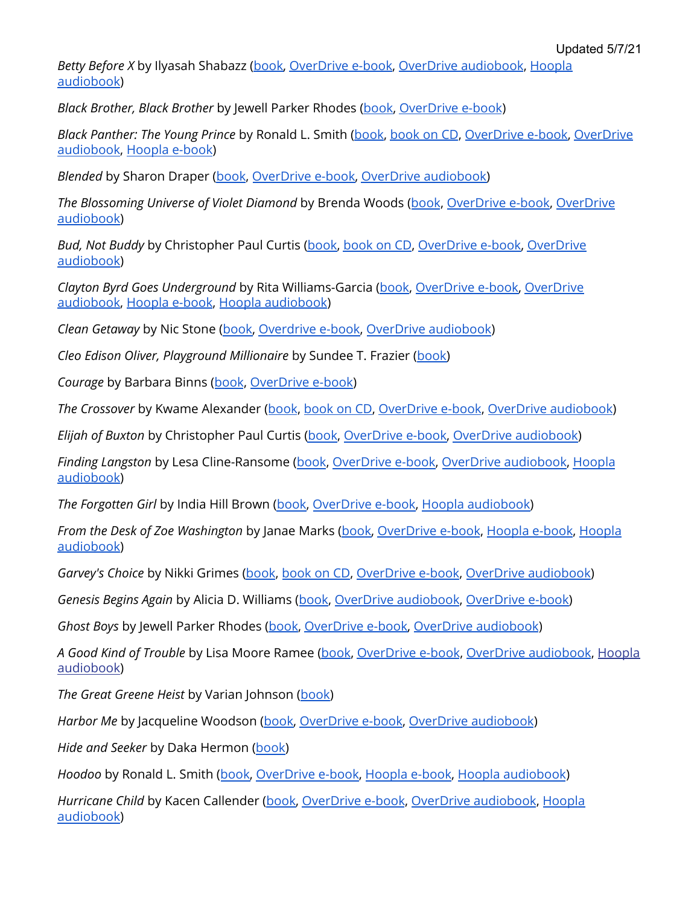Updated 5/7/21

*Betty Before X* by Ilyasah Shabazz (book, OverDrive e-book, OverDrive audiobook, Hoopla audiobook)

*Black Brother, Black Brother* by Jewell Parker Rhodes (book, OverDrive e-book)

*Black Panther: The Young Prince* by Ronald L. Smith (book, book on CD, OverDrive e-book, OverDrive audiobook, Hoopla e-book)

*Blended* by Sharon Draper (book, OverDrive e-book, OverDrive audiobook)

*The Blossoming Universe of Violet Diamond* by Brenda Woods (book, OverDrive e-book, OverDrive audiobook)

*Bud, Not Buddy* by Christopher Paul Curtis (book, book on CD, OverDrive e-book, OverDrive audiobook)

*Clayton Byrd Goes Underground* by Rita Williams-Garcia (book, OverDrive e-book, OverDrive audiobook, Hoopla e-book, Hoopla audiobook)

*Clean Getaway* by Nic Stone (book, Overdrive e-book, OverDrive audiobook)

*Cleo Edison Oliver, Playground Millionaire* by Sundee T. Frazier (book)

*Courage* by Barbara Binns (book, OverDrive e-book)

*The Crossover* by Kwame Alexander (book, book on CD, OverDrive e-book, OverDrive audiobook)

*Elijah of Buxton* by Christopher Paul Curtis (book, OverDrive e-book, OverDrive audiobook)

*Finding Langston* by Lesa Cline-Ransome (book, OverDrive e-book, OverDrive audiobook, Hoopla audiobook)

*The Forgotten Girl* by India Hill Brown (book, OverDrive e-book, Hoopla audiobook)

*From the Desk of Zoe Washington* by Janae Marks (book, OverDrive e-book, Hoopla e-book, Hoopla audiobook)

*Garvey's Choice* by Nikki Grimes (book, book on CD, OverDrive e-book, OverDrive audiobook)

*Genesis Begins Again* by Alicia D. Williams (book, OverDrive audiobook, OverDrive e-book)

*Ghost Boys* by Jewell Parker Rhodes (book, OverDrive e-book, OverDrive audiobook)

*A Good Kind of Trouble* by Lisa Moore Ramee (book, OverDrive e-book, OverDrive audiobook, Hoopla audiobook)

*The Great Greene Heist* by Varian Johnson (book)

*Harbor Me* by Jacqueline Woodson (book, OverDrive e-book, OverDrive audiobook)

*Hide and Seeker* by Daka Hermon (book)

*Hoodoo* by Ronald L. Smith (book, OverDrive e-book, Hoopla e-book, Hoopla audiobook)

*Hurricane Child* by Kacen Callender (book, OverDrive e-book, OverDrive audiobook, Hoopla audiobook)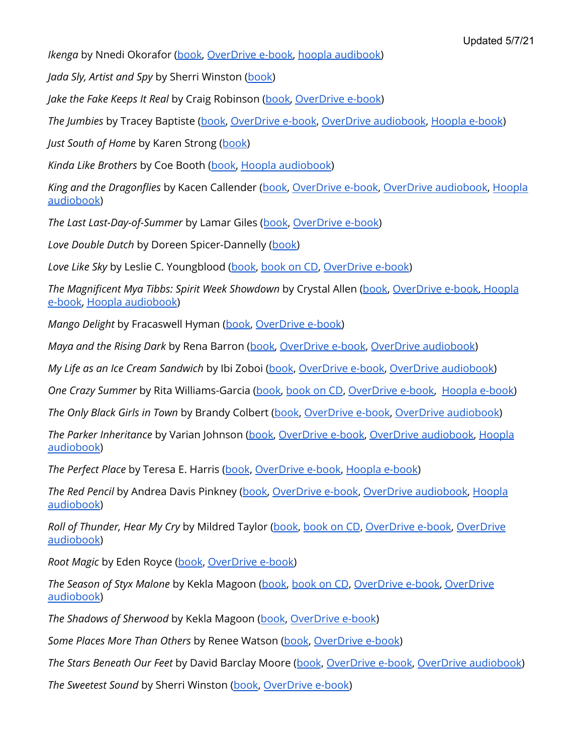Updated 5/7/21

*Ikenga* by Nnedi Okorafor (book, OverDrive e-book, hoopla audiobook)

*Jada Sly, Artist and Spy* by Sherri Winston (book)

*Jake the Fake Keeps It Real* by Craig Robinson (book, OverDrive e-book)

*The Jumbies* by Tracey Baptiste (book, OverDrive e-book, OverDrive audiobook, Hoopla e-book)

*Just South of Home* by Karen Strong (book)

*Kinda Like Brothers* by Coe Booth (book, Hoopla audiobook)

*King and the Dragonflies* by Kacen Callender (book, OverDrive e-book, OverDrive audiobook, Hoopla audiobook)

*The Last Last-Day-of-Summer* by Lamar Giles (book, OverDrive e-book)

*Love Double Dutch* by Doreen Spicer-Dannelly (book)

*Love Like Sky* by Leslie C. Youngblood (book, book on CD, OverDrive e-book)

*The Magnificent Mya Tibbs: Spirit Week Showdown* by Crystal Allen (book, OverDrive e-book, Hoopla e-book, Hoopla audiobook)

*Mango Delight* by Fracaswell Hyman (book, OverDrive e-book)

*Maya and the Rising Dark* by Rena Barron (book, OverDrive e-book, OverDrive audiobook)

*My Life as an Ice Cream Sandwich* by Ibi Zoboi (book, OverDrive e-book, OverDrive audiobook)

*One Crazy Summer* by Rita Williams-Garcia (book, book on CD, OverDrive e-book, Hoopla e-book)

*The Only Black Girls in Town* by Brandy Colbert (book, OverDrive e-book, OverDrive audiobook)

*The Parker Inheritance* by Varian Johnson (book, OverDrive e-book, OverDrive audiobook, Hoopla audiobook)

*The Perfect Place* by Teresa E. Harris (book, OverDrive e-book, Hoopla e-book)

*The Red Pencil* by Andrea Davis Pinkney (book, OverDrive e-book, OverDrive audiobook, Hoopla audiobook)

*Roll of Thunder, Hear My Cry* by Mildred Taylor (book, book on CD, OverDrive e-book, OverDrive audiobook)

*Root Magic* by Eden Royce (book, OverDrive e-book)

*The Season of Styx Malone* by Kekla Magoon (book, book on CD, OverDrive e-book, OverDrive audiobook)

*The Shadows of Sherwood* by Kekla Magoon (book, OverDrive e-book)

*Some Places More Than Others* by Renee Watson (book, OverDrive e-book)

*The Stars Beneath Our Feet* by David Barclay Moore (book, OverDrive e-book, OverDrive audiobook)

*The Sweetest Sound* by Sherri Winston (book, OverDrive e-book)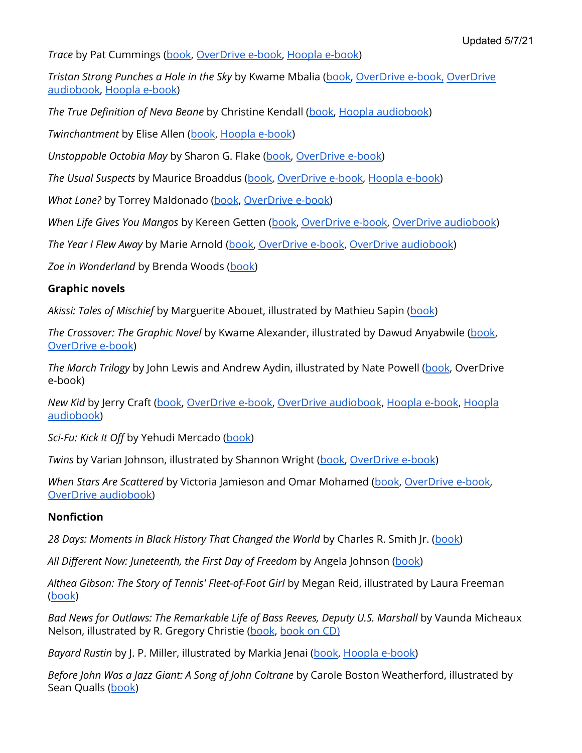Updated 5/7/21

*Trace* by Pat Cummings (book, OverDrive e-book, Hoopla e-book)

*Tristan Strong Punches a Hole in the Sky* by Kwame Mbalia (book, OverDrive e-book, OverDrive audiobook, Hoopla e-book)

*The True Definition of Neva Beane* by Christine Kendall (book, Hoopla audiobook)

*Twinchantment* by Elise Allen (book, Hoopla e-book)

*Unstoppable Octobia May* by Sharon G. Flake (book, OverDrive e-book)

*The Usual Suspects* by Maurice Broaddus (book, OverDrive e-book, Hoopla e-book)

*What Lane?* by Torrey Maldonado (book, OverDrive e-book)

*When Life Gives You Mangos* by Kereen Getten (book, OverDrive e-book, OverDrive audiobook)

*The Year I Flew Away* by Marie Arnold (book, OverDrive e-book, OverDrive audiobook)

*Zoe in Wonderland* by Brenda Woods (book)

**Graphic novels**

*Akissi: Tales of Mischief* by Marguerite Abouet, illustrated by Mathieu Sapin (book)

*The Crossover: The Graphic Novel* by Kwame Alexander, illustrated by Dawud Anyabwile (book, OverDrive e-book)

*The March Trilogy* by John Lewis and Andrew Aydin, illustrated by Nate Powell (book, OverDrive e-book)

*New Kid* by Jerry Craft (book, OverDrive e-book, OverDrive audiobook, Hoopla e-book, Hoopla audiobook)

*Sci-Fu: Kick It Off* by Yehudi Mercado (book)

*Twins* by Varian Johnson, illustrated by Shannon Wright (book, OverDrive e-book)

*When Stars Are Scattered* by Victoria Jamieson and Omar Mohamed (book, OverDrive e-book, OverDrive audiobook)

**Nonfiction**

*28 Days: Moments in Black History That Changed the World* by Charles R. Smith Jr. (book)

*All Different Now: Juneteenth, the First Day of Freedom* by Angela Johnson (book)

*Althea Gibson: The Story of Tennis' Fleet-of-Foot Girl* by Megan Reid, illustrated by Laura Freeman (book)

*Bad News for Outlaws: The Remarkable Life of Bass Reeves, Deputy U.S. Marshall* by Vaunda Micheaux Nelson, illustrated by R. Gregory Christie (book, book on CD)

*Bayard Rustin* by J. P. Miller, illustrated by Markia Jenai (book, Hoopla e-book)

*Before John Was a Jazz Giant: A Song of John Coltrane* by Carole Boston Weatherford, illustrated by Sean Qualls (book)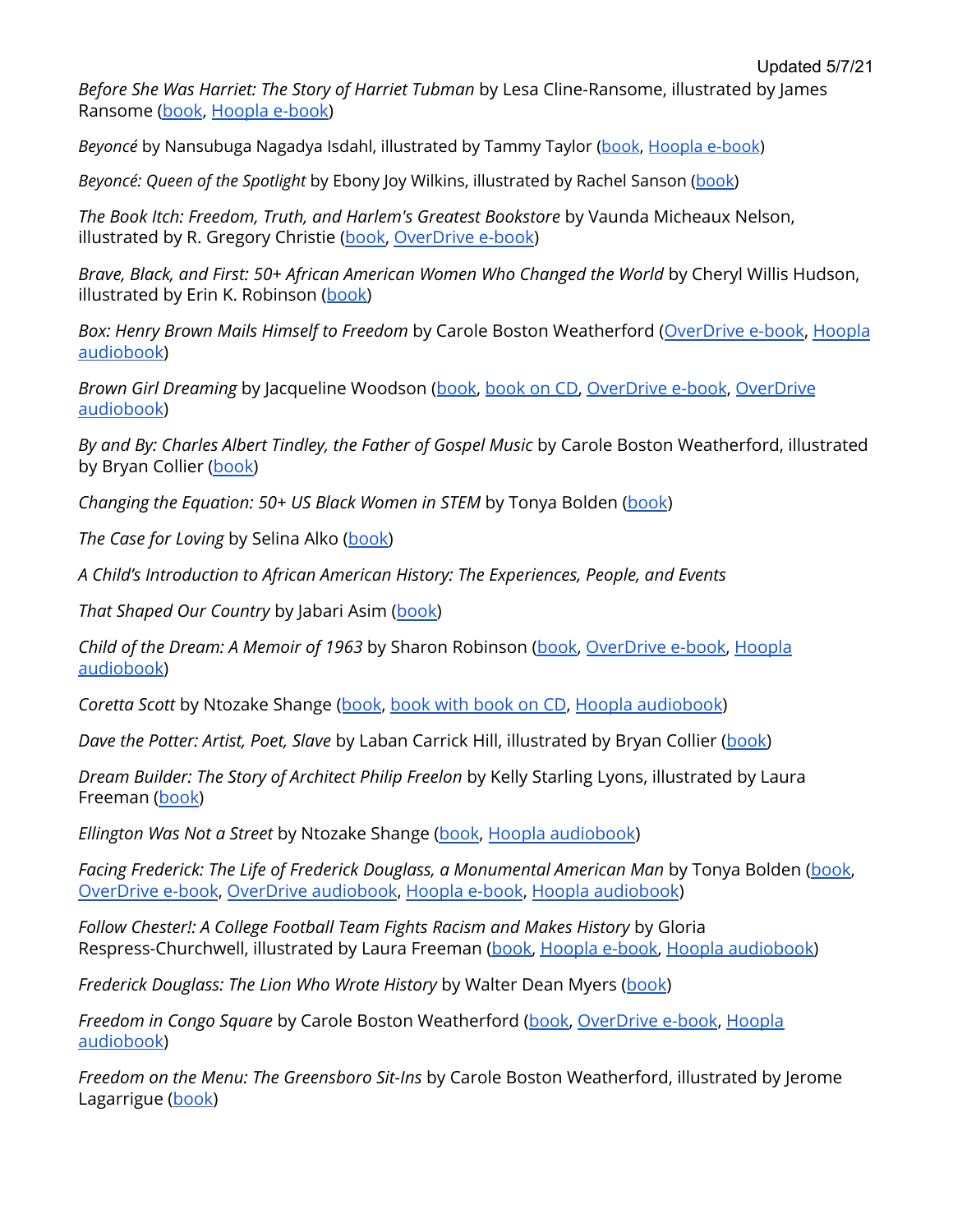Updated 5/7/21

*Before She Was Harriet: The Story of Harriet Tubman* by Lesa Cline-Ransome, illustrated by James Ransome (book, Hoopla e-book)

*Beyoncé* by Nansubuga Nagadya Isdahl, illustrated by Tammy Taylor (book, Hoopla e-book)

*Beyoncé: Queen of the Spotlight* by Ebony Joy Wilkins, illustrated by Rachel Sanson (book)

*The Book Itch: Freedom, Truth, and Harlem's Greatest Bookstore* by Vaunda Micheaux Nelson, illustrated by R. Gregory Christie (book, OverDrive e-book)

*Brave, Black, and First: 50+ African American Women Who Changed the World* by Cheryl Willis Hudson, illustrated by Erin K. Robinson (book)

*Box: Henry Brown Mails Himself to Freedom* by Carole Boston Weatherford (OverDrive e-book, Hoopla audiobook)

*Brown Girl Dreaming* by Jacqueline Woodson (book, book on CD, OverDrive e-book, OverDrive audiobook)

*By and By: Charles Albert Tindley, the Father of Gospel Music* by Carole Boston Weatherford, illustrated by Bryan Collier (book)

*Changing the Equation: 50+ US Black Women in STEM* by Tonya Bolden (book)

*The Case for Loving* by Selina Alko (book)

*A Child's Introduction to African American History: The Experiences, People, and Events That Shaped Our Country* by Jabari Asim (book)

*Child of the Dream: A Memoir of 1963* by Sharon Robinson (book, OverDrive e-book, Hoopla audiobook)

*Coretta Scott* by Ntozake Shange (book, book with book on CD, Hoopla audiobook)

*Dave the Potter: Artist, Poet, Slave* by Laban Carrick Hill, illustrated by Bryan Collier (book)

*Dream Builder: The Story of Architect Philip Freelon* by Kelly Starling Lyons, illustrated by Laura Freeman (book)

*Ellington Was Not a Street* by Ntozake Shange (book, Hoopla audiobook)

*Facing Frederick: The Life of Frederick Douglass, a Monumental American Man* by Tonya Bolden (book, OverDrive e-book, OverDrive audiobook, Hoopla e-book, Hoopla audiobook)

*Follow Chester!: A College Football Team Fights Racism and Makes History* by Gloria Respress-Churchwell, illustrated by Laura Freeman (book, Hoopla e-book, Hoopla audiobook)

*Frederick Douglass: The Lion Who Wrote History* by Walter Dean Myers (book)

*Freedom in Congo Square* by Carole Boston Weatherford (book, OverDrive e-book, Hoopla audiobook)

*Freedom on the Menu: The Greensboro Sit-Ins* by Carole Boston Weatherford, illustrated by Jerome Lagarrigue (book)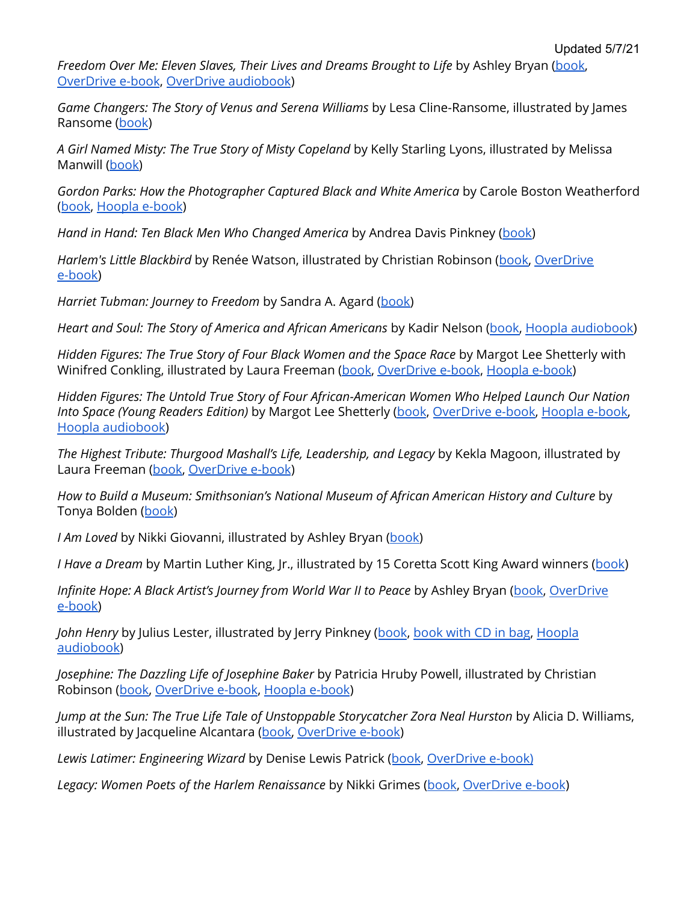Updated 5/7/21

*Freedom Over Me: Eleven Slaves, Their Lives and Dreams Brought to Life* by Ashley Bryan (book, OverDrive e-book, OverDrive audiobook)

*Game Changers: The Story of Venus and Serena Williams* by Lesa Cline-Ransome, illustrated by James Ransome (book)

*A Girl Named Misty: The True Story of Misty Copeland* by Kelly Starling Lyons, illustrated by Melissa Manwill (book)

*Gordon Parks: How the Photographer Captured Black and White America* by Carole Boston Weatherford (book, Hoopla e-book)

*Hand in Hand: Ten Black Men Who Changed America* by Andrea Davis Pinkney (book)

*Harlem's Little Blackbird* by Renée Watson, illustrated by Christian Robinson (book, OverDrive e-book)

*Harriet Tubman: Journey to Freedom* by Sandra A. Agard (book)

*Heart and Soul: The Story of America and African Americans* by Kadir Nelson (book, Hoopla audiobook)

*Hidden Figures: The True Story of Four Black Women and the Space Race* by Margot Lee Shetterly with Winifred Conkling, illustrated by Laura Freeman (book, OverDrive e-book, Hoopla e-book)

*Hidden Figures: The Untold True Story of Four African-American Women Who Helped Launch Our Nation Into Space (Young Readers Edition)* by Margot Lee Shetterly (book, OverDrive e-book, Hoopla e-book, Hoopla audiobook)

*The Highest Tribute: Thurgood Mashall's Life, Leadership, and Legacy* by Kekla Magoon, illustrated by Laura Freeman (book, OverDrive e-book)

*How to Build a Museum: Smithsonian's National Museum of African American History and Culture* by Tonya Bolden (book)

*I Am Loved* by Nikki Giovanni, illustrated by Ashley Bryan (book)

*I Have a Dream* by Martin Luther King, Jr., illustrated by 15 Coretta Scott King Award winners (book)

*Infinite Hope: A Black Artist's Journey from World War II to Peace* by Ashley Bryan (book, OverDrive e-book)

*John Henry* by Julius Lester, illustrated by Jerry Pinkney (book, book with CD in bag, Hoopla audiobook)

*Josephine: The Dazzling Life of Josephine Baker* by Patricia Hruby Powell, illustrated by Christian Robinson (book, OverDrive e-book, Hoopla e-book)

*Jump at the Sun: The True Life Tale of Unstoppable Storycatcher Zora Neal Hurston* by Alicia D. Williams, illustrated by Jacqueline Alcantara (book, OverDrive e-book)

*Lewis Latimer: Engineering Wizard* by Denise Lewis Patrick (book, OverDrive e-book)

*Legacy: Women Poets of the Harlem Renaissance* by Nikki Grimes (book, OverDrive e-book)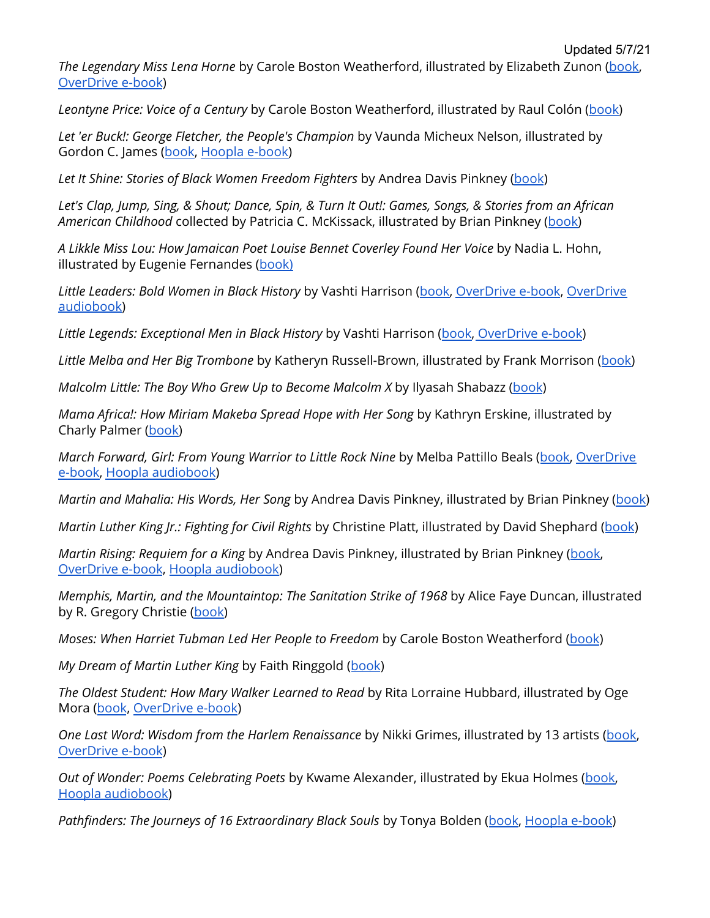Updated 5/7/21

*The Legendary Miss Lena Horne* by Carole Boston Weatherford, illustrated by Elizabeth Zunon (book, OverDrive e-book)

*Leontyne Price: Voice of a Century* by Carole Boston Weatherford, illustrated by Raul Colón (book)

*Let 'er Buck!: George Fletcher, the People's Champion* by Vaunda Micheux Nelson, illustrated by Gordon C. James (book, Hoopla e-book)

*Let It Shine: Stories of Black Women Freedom Fighters* by Andrea Davis Pinkney (book)

*Let's Clap, Jump, Sing, & Shout; Dance, Spin, & Turn It Out!: Games, Songs, & Stories from an African American Childhood* collected by Patricia C. McKissack, illustrated by Brian Pinkney (book)

*A Likkle Miss Lou: How Jamaican Poet Louise Bennet Coverley Found Her Voice* by Nadia L. Hohn, illustrated by Eugenie Fernandes (book)

*Little Leaders: Bold Women in Black History* by Vashti Harrison (book, OverDrive e-book, OverDrive audiobook)

*Little Legends: Exceptional Men in Black History* by Vashti Harrison (book, OverDrive e-book)

*Little Melba and Her Big Trombone* by Katheryn Russell-Brown, illustrated by Frank Morrison (book)

*Malcolm Little: The Boy Who Grew Up to Become Malcolm X* by Ilyasah Shabazz (book)

*Mama Africa!: How Miriam Makeba Spread Hope with Her Song* by Kathryn Erskine, illustrated by Charly Palmer (book)

*March Forward, Girl: From Young Warrior to Little Rock Nine* by Melba Pattillo Beals (book, OverDrive e-book, Hoopla audiobook)

*Martin and Mahalia: His Words, Her Song* by Andrea Davis Pinkney, illustrated by Brian Pinkney (book)

*Martin Luther King Jr.: Fighting for Civil Rights* by Christine Platt, illustrated by David Shephard (book)

*Martin Rising: Requiem for a King* by Andrea Davis Pinkney, illustrated by Brian Pinkney (book, OverDrive e-book, Hoopla audiobook)

*Memphis, Martin, and the Mountaintop: The Sanitation Strike of 1968* by Alice Faye Duncan, illustrated by R. Gregory Christie (book)

*Moses: When Harriet Tubman Led Her People to Freedom* by Carole Boston Weatherford (book)

*My Dream of Martin Luther King* by Faith Ringgold (book)

*The Oldest Student: How Mary Walker Learned to Read* by Rita Lorraine Hubbard, illustrated by Oge Mora (book, OverDrive e-book)

*One Last Word: Wisdom from the Harlem Renaissance* by Nikki Grimes, illustrated by 13 artists (book, OverDrive e-book)

*Out of Wonder: Poems Celebrating Poets* by Kwame Alexander, illustrated by Ekua Holmes (book, Hoopla audiobook)

*Pathfinders: The Journeys of 16 Extraordinary Black Souls* by Tonya Bolden (book, Hoopla e-book)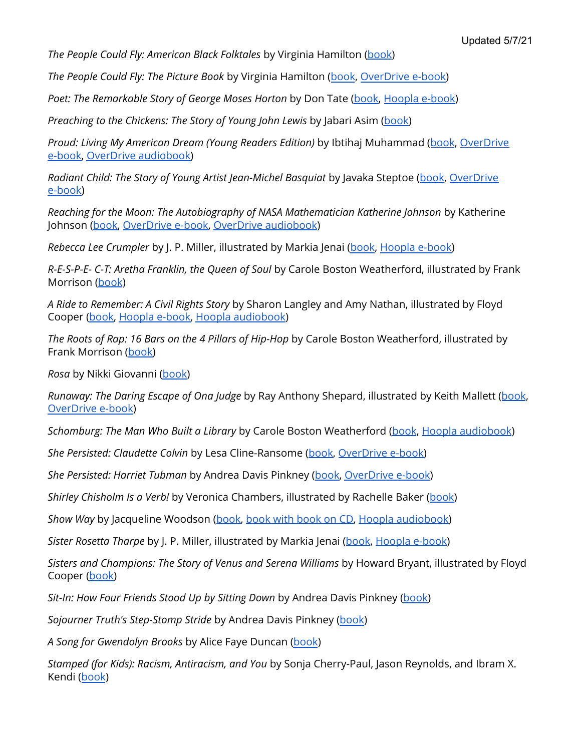Updated 5/7/21

*The People Could Fly: American Black Folktales* by Virginia Hamilton (book)

*The People Could Fly: The Picture Book* by Virginia Hamilton (book, OverDrive e-book)

*Poet: The Remarkable Story of George Moses Horton* by Don Tate (book, Hoopla e-book)

*Preaching to the Chickens: The Story of Young John Lewis* by Jabari Asim (book)

*Proud: Living My American Dream (Young Readers Edition)* by Ibtihaj Muhammad (book, OverDrive e-book, OverDrive audiobook)

*Radiant Child: The Story of Young Artist Jean-Michel Basquiat* by Javaka Steptoe (book, OverDrive e-book)

*Reaching for the Moon: The Autobiography of NASA Mathematician Katherine Johnson* by Katherine Johnson (book, OverDrive e-book, OverDrive audiobook)

*Rebecca Lee Crumpler* by J. P. Miller, illustrated by Markia Jenai (book, Hoopla e-book)

*R-E-S-P-E- C-T: Aretha Franklin, the Queen of Soul* by Carole Boston Weatherford, illustrated by Frank Morrison (book)

*A Ride to Remember: A Civil Rights Story* by Sharon Langley and Amy Nathan, illustrated by Floyd Cooper (book, Hoopla e-book, Hoopla audiobook)

*The Roots of Rap: 16 Bars on the 4 Pillars of Hip-Hop* by Carole Boston Weatherford, illustrated by Frank Morrison (book)

*Rosa* by Nikki Giovanni (book)

*Runaway: The Daring Escape of Ona Judge* by Ray Anthony Shepard, illustrated by Keith Mallett (book, OverDrive e-book)

*Schomburg: The Man Who Built a Library* by Carole Boston Weatherford (book, Hoopla audiobook)

*She Persisted: Claudette Colvin* by Lesa Cline-Ransome (book, OverDrive e-book)

*She Persisted: Harriet Tubman* by Andrea Davis Pinkney (book, OverDrive e-book)

*Shirley Chisholm Is a Verb!* by Veronica Chambers, illustrated by Rachelle Baker (book)

*Show Way* by Jacqueline Woodson (book, book with book on CD, Hoopla audiobook)

*Sister Rosetta Tharpe* by J. P. Miller, illustrated by Markia Jenai (book, Hoopla e-book)

*Sisters and Champions: The Story of Venus and Serena Williams* by Howard Bryant, illustrated by Floyd Cooper (book)

*Sit-In: How Four Friends Stood Up by Sitting Down* by Andrea Davis Pinkney (book)

*Sojourner Truth's Step-Stomp Stride* by Andrea Davis Pinkney (book)

*A Song for Gwendolyn Brooks* by Alice Faye Duncan (book)

*Stamped (for Kids): Racism, Antiracism, and You* by Sonja Cherry-Paul, Jason Reynolds, and Ibram X. Kendi (book)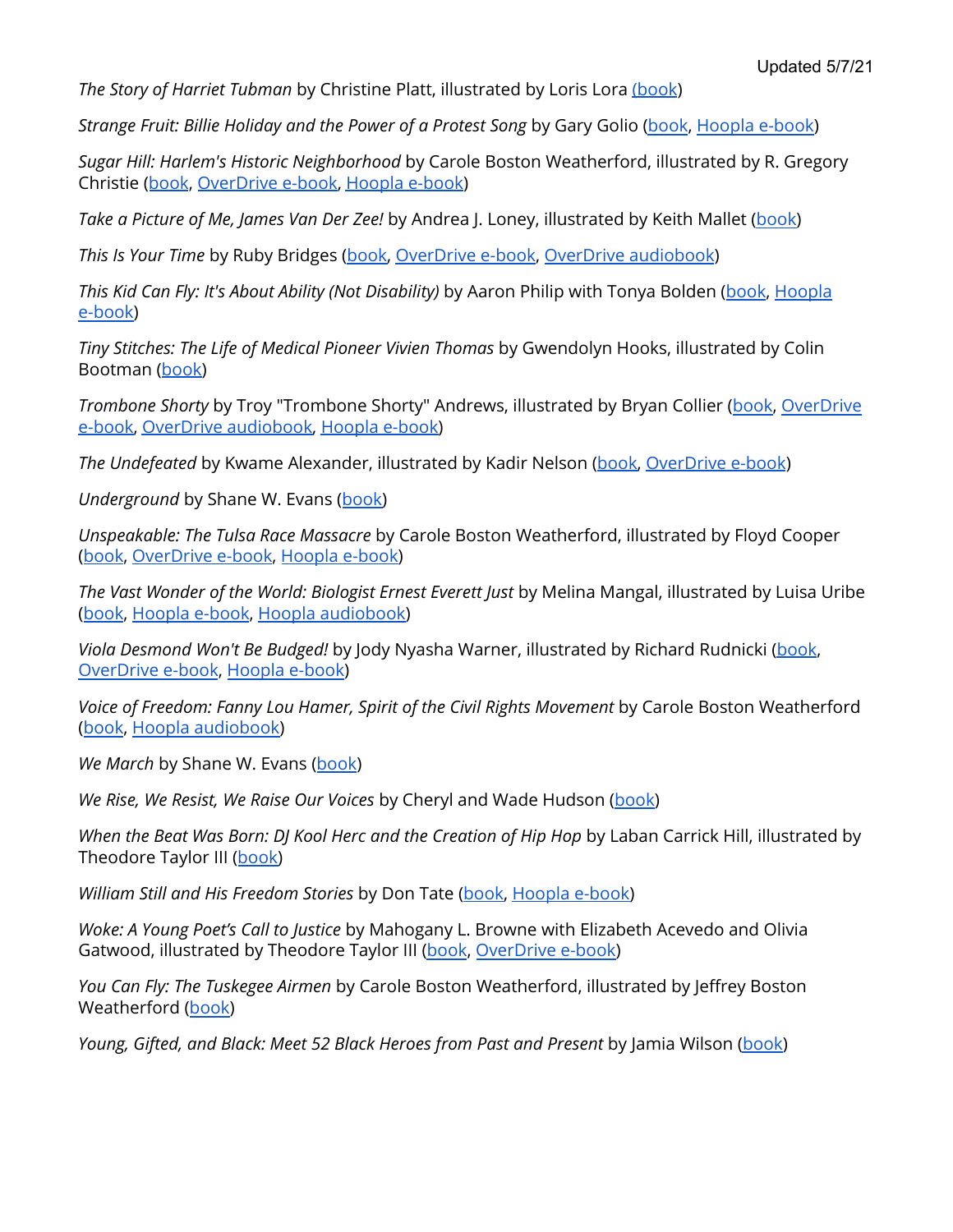Updated 5/7/21

*The Story of Harriet Tubman* by Christine Platt, illustrated by Loris Lora (book)

*Strange Fruit: Billie Holiday and the Power of a Protest Song* by Gary Golio (book, Hoopla e-book)

*Sugar Hill: Harlem's Historic Neighborhood* by Carole Boston Weatherford, illustrated by R. Gregory Christie (book, OverDrive e-book, Hoopla e-book)

*Take a Picture of Me, James Van Der Zee!* by Andrea J. Loney, illustrated by Keith Mallet (book)

*This Is Your Time* by Ruby Bridges (book, OverDrive e-book, OverDrive audiobook)

*This Kid Can Fly: It's About Ability (Not Disability)* by Aaron Philip with Tonya Bolden (book, Hoopla e-book)

*Tiny Stitches: The Life of Medical Pioneer Vivien Thomas* by Gwendolyn Hooks, illustrated by Colin Bootman (book)

*Trombone Shorty* by Troy "Trombone Shorty" Andrews, illustrated by Bryan Collier (book, OverDrive e-book, OverDrive audiobook, Hoopla e-book)

*The Undefeated* by Kwame Alexander, illustrated by Kadir Nelson (book, OverDrive e-book)

*Underground* by Shane W. Evans (book)

*Unspeakable: The Tulsa Race Massacre* by Carole Boston Weatherford, illustrated by Floyd Cooper (book, OverDrive e-book, Hoopla e-book)

*The Vast Wonder of the World: Biologist Ernest Everett Just* by Melina Mangal, illustrated by Luisa Uribe (book, Hoopla e-book, Hoopla audiobook)

*Viola Desmond Won't Be Budged!* by Jody Nyasha Warner, illustrated by Richard Rudnicki (book, OverDrive e-book, Hoopla e-book)

*Voice of Freedom: Fanny Lou Hamer, Spirit of the Civil Rights Movement* by Carole Boston Weatherford (book, Hoopla audiobook)

*We March* by Shane W. Evans (book)

*We Rise, We Resist, We Raise Our Voices* by Cheryl and Wade Hudson (book)

*When the Beat Was Born: DJ Kool Herc and the Creation of Hip Hop* by Laban Carrick Hill, illustrated by Theodore Taylor III (book)

*William Still and His Freedom Stories* by Don Tate (book, Hoopla e-book)

*Woke: A Young Poet's Call to Justice* by Mahogany L. Browne with Elizabeth Acevedo and Olivia Gatwood, illustrated by Theodore Taylor III (book, OverDrive e-book)

*You Can Fly: The Tuskegee Airmen* by Carole Boston Weatherford, illustrated by Jeffrey Boston Weatherford (book)

*Young, Gifted, and Black: Meet 52 Black Heroes from Past and Present* by Jamia Wilson (book)